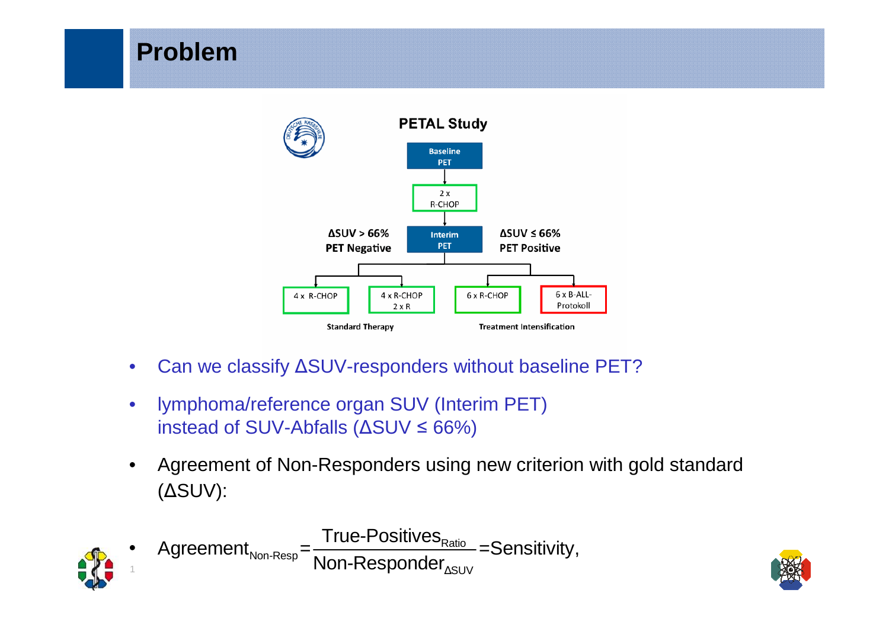# Problem

**PETAL Study**

- Baseline PET
- 2 x R-CHOP
- Interim PET
  - ΔSUV > 66% PET Negative → 4 x R-CHOP; 4 x R-CHOP 2 x R (Standard Therapy)
  - ΔSUV ≤ 66% PET Positive → 6 x R-CHOP; 6 x B-ALL-Protokoll (Treatment Intensification)

- Can we classify ΔSUV-responders without baseline PET?
- lymphoma/reference organ SUV (Interim PET) instead of SUV-Abfalls (ΔSUV ≤ 66%)
- Agreement of Non-Responders using new criterion with gold standard (ΔSUV):
- $\text{Agreement}_{\text{Non-Resp}} = \frac{\text{True-Positives}_{\text{Ratio}}}{\text{Non-Responder}_{\Delta\text{SUV}}} = \text{Sensitivity},$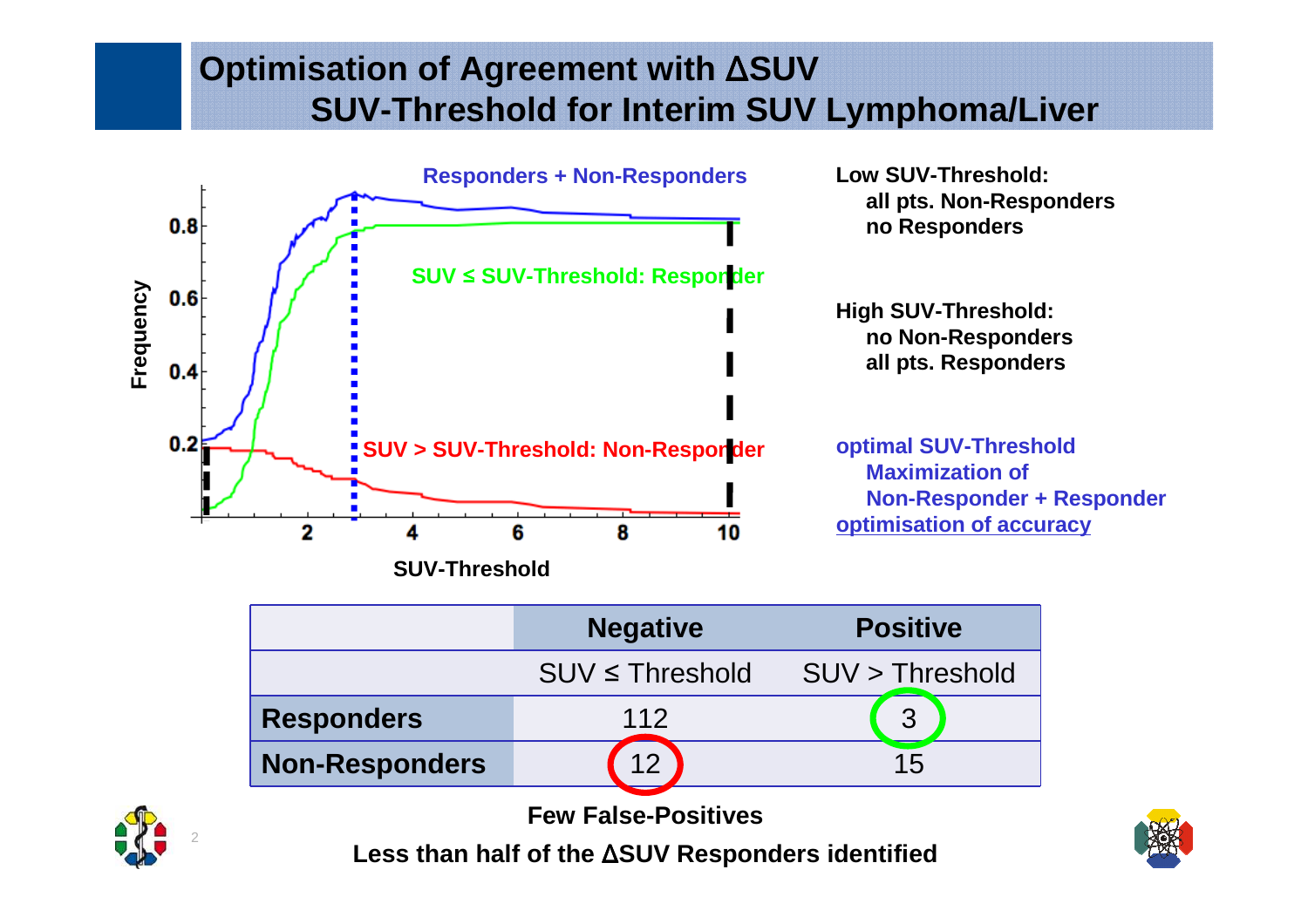# Optimisation of Agreement with ΔSUV
## SUV-Threshold for Interim SUV Lymphoma/Liver

Responders + Non-Responders

SUV ≤ SUV-Threshold: Responder

SUV > SUV-Threshold: Non-Responder

Frequency

SUV-Threshold

**Low SUV-Threshold:**
- **all pts. Non-Responders**
- **no Responders**

**High SUV-Threshold:**
- **no Non-Responders**
- **all pts. Responders**

**optimal SUV-Threshold**
- **Maximization of Non-Responder + Responder**

**optimisation of accuracy**

| | Negative | Positive |
|---|---|---|
| | SUV ≤ Threshold | SUV > Threshold |
| **Responders** | 112 | 3 |
| **Non-Responders** | 12 | 15 |

**Few False-Positives**

**Less than half of the ΔSUV Responders identified**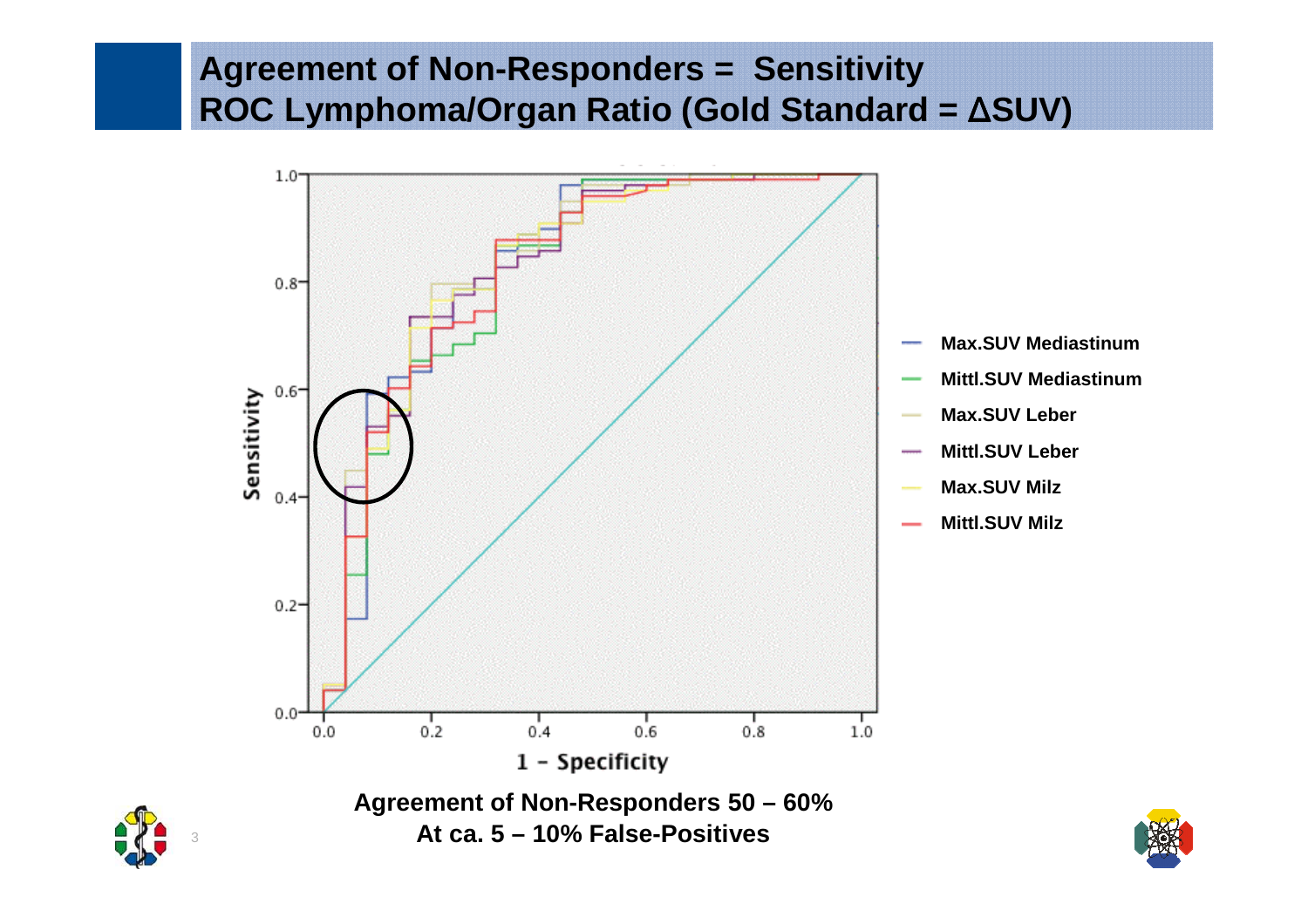## Agreement of Non-Responders = Sensitivity
## ROC Lymphoma/Organ Ratio (Gold Standard = ΔSUV)

- Max.SUV Mediastinum
- Mittl.SUV Mediastinum
- Max.SUV Leber
- Mittl.SUV Leber
- Max.SUV Milz
- Mittl.SUV Milz

Sensitivity

1 – Specificity

**Agreement of Non-Responders 50 – 60%**
**At ca. 5 – 10% False-Positives**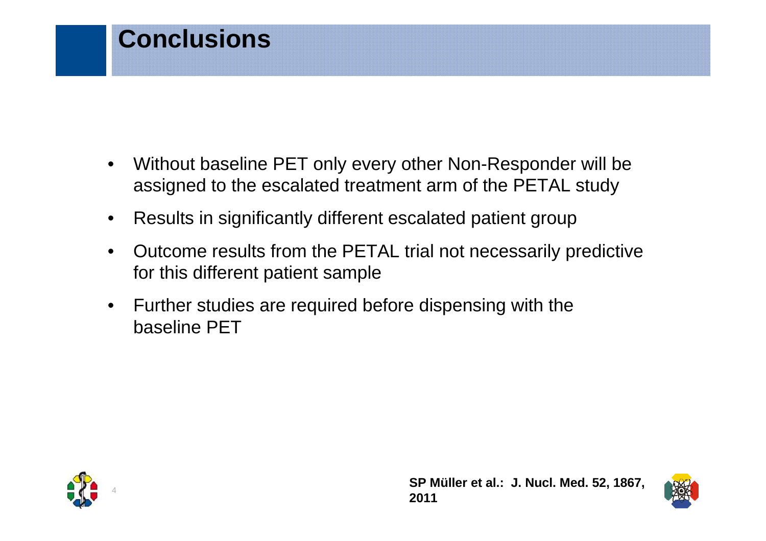# Conclusions

- Without baseline PET only every other Non-Responder will be assigned to the escalated treatment arm of the PETAL study
- Results in significantly different escalated patient group
- Outcome results from the PETAL trial not necessarily predictive for this different patient sample
- Further studies are required before dispensing with the baseline PET

**SP Müller et al.: J. Nucl. Med. 52, 1867, 2011**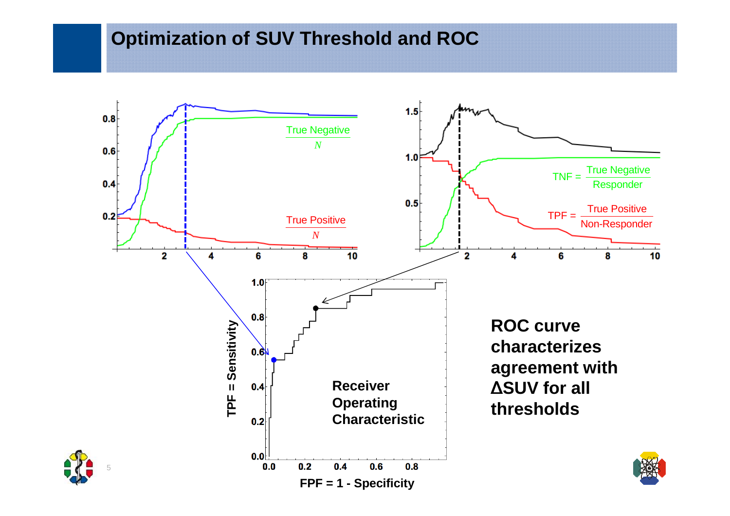# Optimization of SUV Threshold and ROC

0.8
0.6
0.4
0.2
2
4
6
8
10

True Negative
$N$

True Positive
$N$

1.5
1.0
0.5
2
4
6
8
10

TNF = $\frac{\text{True Negative}}{\text{Responder}}$

TPF = $\frac{\text{True Positive}}{\text{Non-Responder}}$

1.0
0.8
0.6
0.4
0.2
0.0
0.0
0.2
0.4
0.6
0.8

TPF = Sensitivity

FPF = 1 - Specificity

Receiver Operating Characteristic

**ROC curve characterizes agreement with ΔSUV for all thresholds**